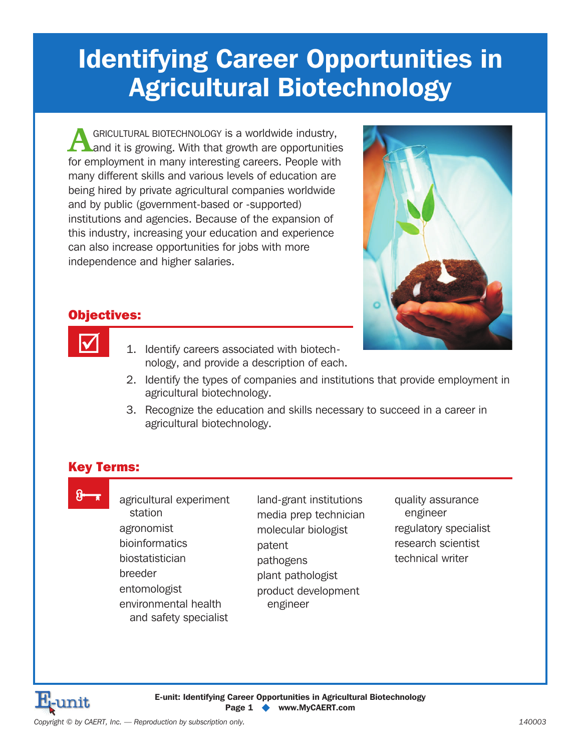# Identifying Career Opportunities in Agricultural Biotechnology

AGRICULTURAL BIOTECHNOLOGY is a worldwide industry, and it is growing. With that growth are opportunities for employment in many interesting careers. People with many different skills and various levels of education are being hired by private agricultural companies worldwide and by public (government-based or -supported) institutions and agencies. Because of the expansion of this industry, increasing your education and experience can also increase opportunities for jobs with more independence and higher salaries.

## Objectives:

1. Identify careers associated with biotechnology, and provide a description of each.
2. Identify the types of companies and institutions that provide employment in agricultural biotechnology.
3. Recognize the education and skills necessary to succeed in a career in agricultural biotechnology.

## Key Terms:

- agricultural experiment station
- agronomist
- bioinformatics
- biostatistician
- breeder
- entomologist
- environmental health and safety specialist
- land-grant institutions
- media prep technician
- molecular biologist
- patent
- pathogens
- plant pathologist
- product development engineer
- quality assurance engineer
- regulatory specialist
- research scientist
- technical writer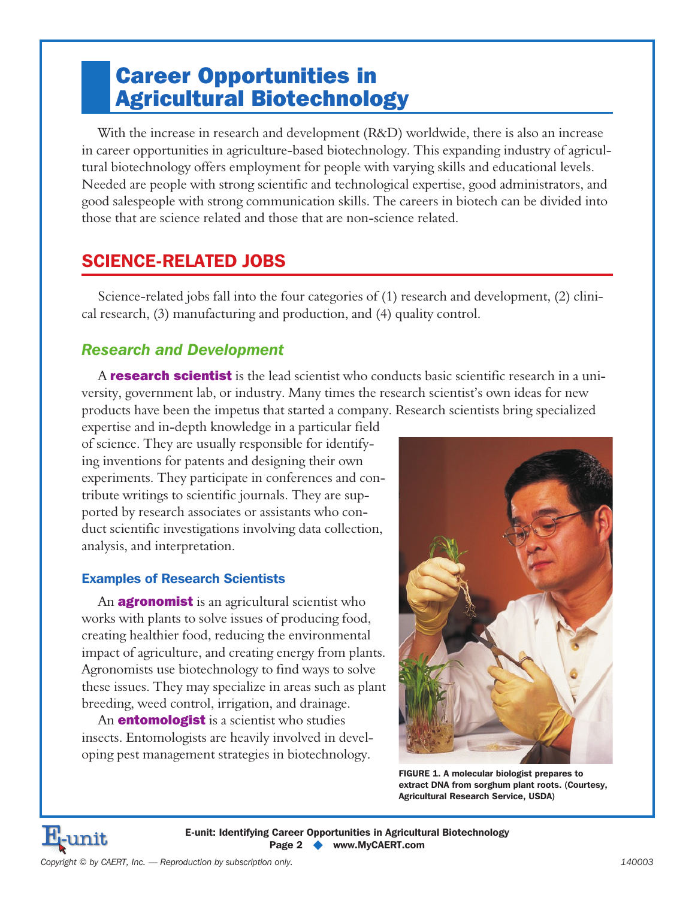# Career Opportunities in Agricultural Biotechnology

With the increase in research and development (R&D) worldwide, there is also an increase in career opportunities in agriculture-based biotechnology. This expanding industry of agricultural biotechnology offers employment for people with varying skills and educational levels. Needed are people with strong scientific and technological expertise, good administrators, and good salespeople with strong communication skills. The careers in biotech can be divided into those that are science related and those that are non-science related.

## SCIENCE-RELATED JOBS

Science-related jobs fall into the four categories of (1) research and development, (2) clinical research, (3) manufacturing and production, and (4) quality control.

### *Research and Development*

A **research scientist** is the lead scientist who conducts basic scientific research in a university, government lab, or industry. Many times the research scientist's own ideas for new products have been the impetus that started a company. Research scientists bring specialized expertise and in-depth knowledge in a particular field of science. They are usually responsible for identifying inventions for patents and designing their own experiments. They participate in conferences and contribute writings to scientific journals. They are supported by research associates or assistants who conduct scientific investigations involving data collection, analysis, and interpretation.

#### Examples of Research Scientists

An **agronomist** is an agricultural scientist who works with plants to solve issues of producing food, creating healthier food, reducing the environmental impact of agriculture, and creating energy from plants. Agronomists use biotechnology to find ways to solve these issues. They may specialize in areas such as plant breeding, weed control, irrigation, and drainage.

An **entomologist** is a scientist who studies insects. Entomologists are heavily involved in developing pest management strategies in biotechnology.

FIGURE 1. A molecular biologist prepares to extract DNA from sorghum plant roots. (Courtesy, Agricultural Research Service, USDA)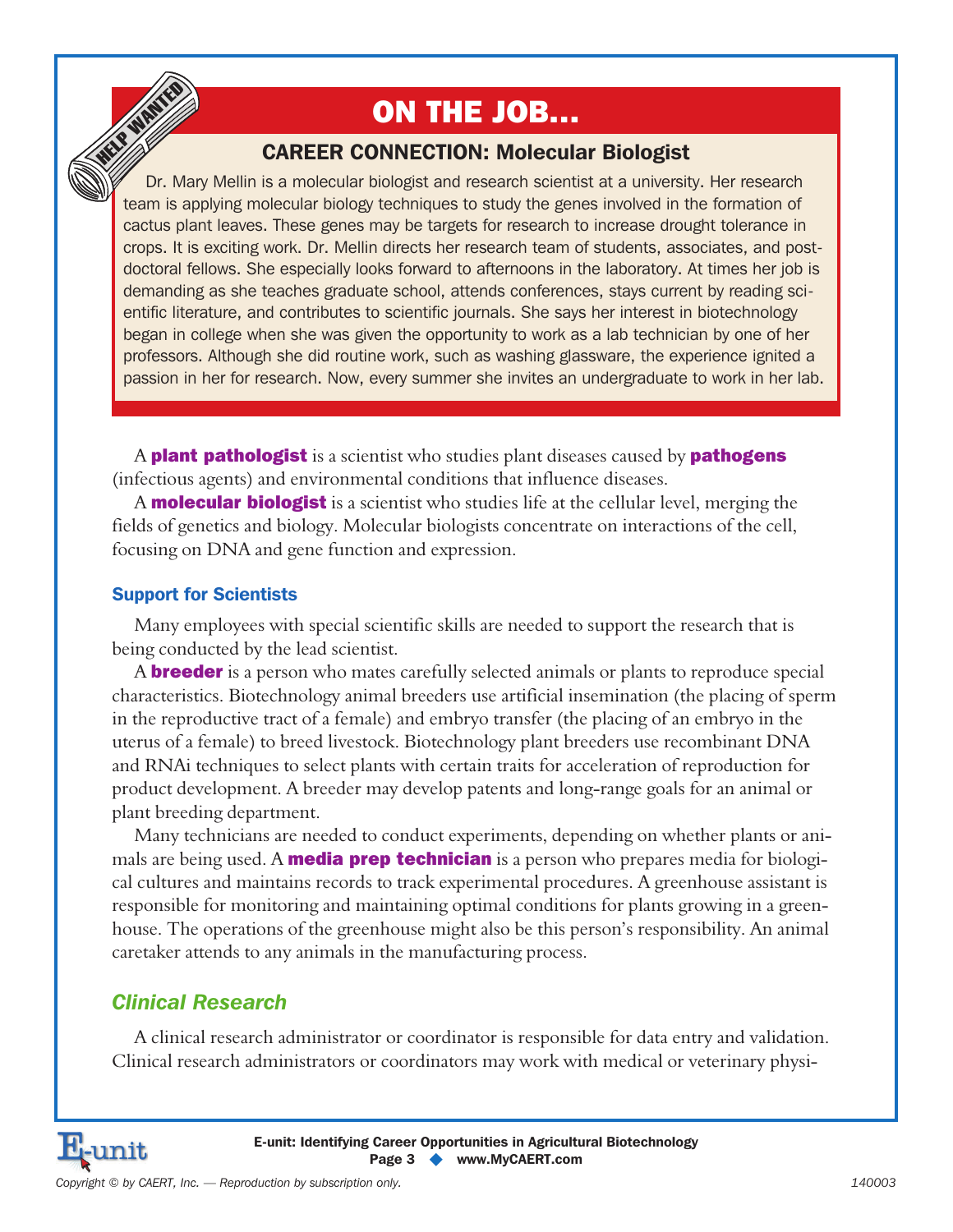## ON THE JOB…

### CAREER CONNECTION: Molecular Biologist

Dr. Mary Mellin is a molecular biologist and research scientist at a university. Her research team is applying molecular biology techniques to study the genes involved in the formation of cactus plant leaves. These genes may be targets for research to increase drought tolerance in crops. It is exciting work. Dr. Mellin directs her research team of students, associates, and post-doctoral fellows. She especially looks forward to afternoons in the laboratory. At times her job is demanding as she teaches graduate school, attends conferences, stays current by reading scientific literature, and contributes to scientific journals. She says her interest in biotechnology began in college when she was given the opportunity to work as a lab technician by one of her professors. Although she did routine work, such as washing glassware, the experience ignited a passion in her for research. Now, every summer she invites an undergraduate to work in her lab.

A **plant pathologist** is a scientist who studies plant diseases caused by **pathogens** (infectious agents) and environmental conditions that influence diseases.

A **molecular biologist** is a scientist who studies life at the cellular level, merging the fields of genetics and biology. Molecular biologists concentrate on interactions of the cell, focusing on DNA and gene function and expression.

### Support for Scientists

Many employees with special scientific skills are needed to support the research that is being conducted by the lead scientist.

A **breeder** is a person who mates carefully selected animals or plants to reproduce special characteristics. Biotechnology animal breeders use artificial insemination (the placing of sperm in the reproductive tract of a female) and embryo transfer (the placing of an embryo in the uterus of a female) to breed livestock. Biotechnology plant breeders use recombinant DNA and RNAi techniques to select plants with certain traits for acceleration of reproduction for product development. A breeder may develop patents and long-range goals for an animal or plant breeding department.

Many technicians are needed to conduct experiments, depending on whether plants or animals are being used. A **media prep technician** is a person who prepares media for biological cultures and maintains records to track experimental procedures. A greenhouse assistant is responsible for monitoring and maintaining optimal conditions for plants growing in a greenhouse. The operations of the greenhouse might also be this person's responsibility. An animal caretaker attends to any animals in the manufacturing process.

## *Clinical Research*

A clinical research administrator or coordinator is responsible for data entry and validation. Clinical research administrators or coordinators may work with medical or veterinary physi-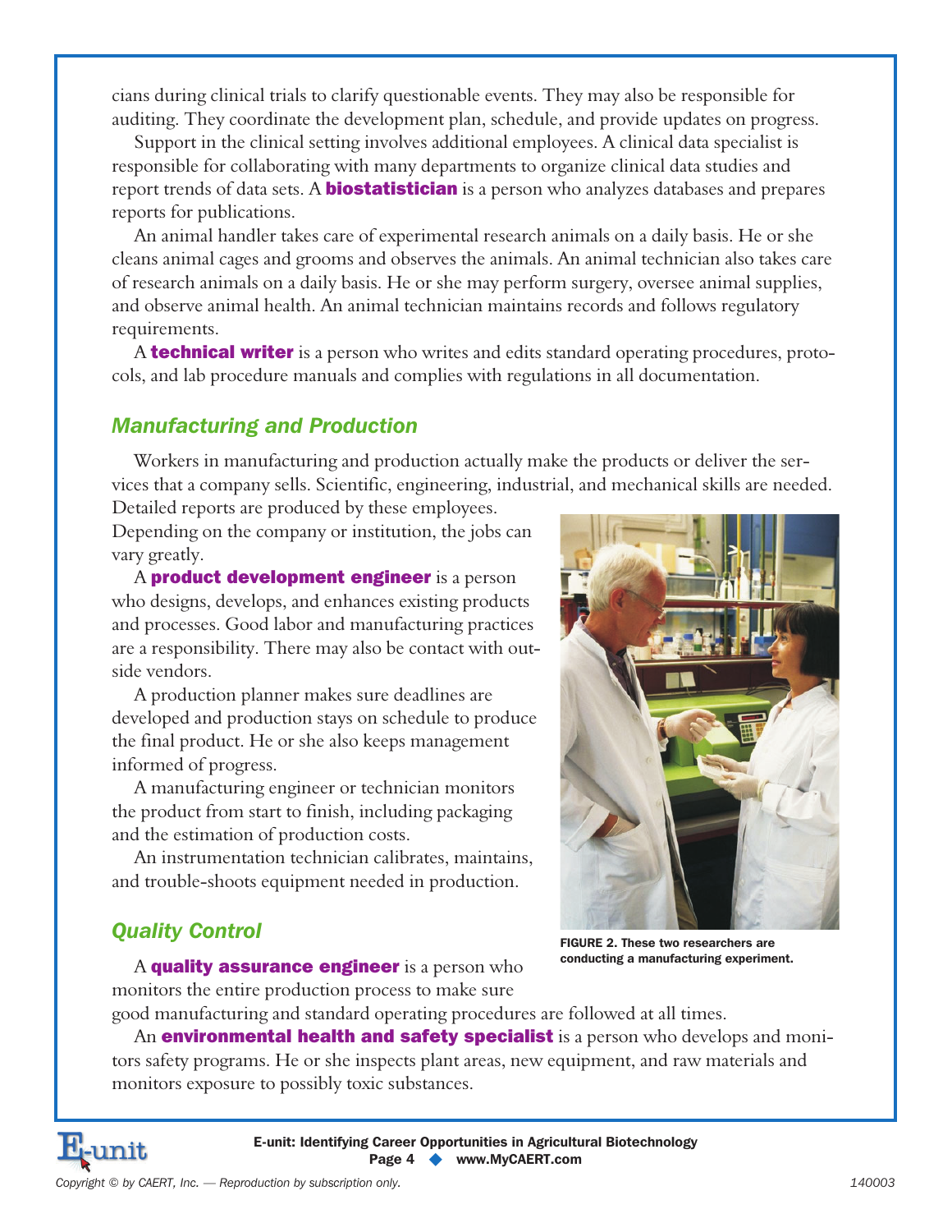cians during clinical trials to clarify questionable events. They may also be responsible for auditing. They coordinate the development plan, schedule, and provide updates on progress.

Support in the clinical setting involves additional employees. A clinical data specialist is responsible for collaborating with many departments to organize clinical data studies and report trends of data sets. A **biostatistician** is a person who analyzes databases and prepares reports for publications.

An animal handler takes care of experimental research animals on a daily basis. He or she cleans animal cages and grooms and observes the animals. An animal technician also takes care of research animals on a daily basis. He or she may perform surgery, oversee animal supplies, and observe animal health. An animal technician maintains records and follows regulatory requirements.

A **technical writer** is a person who writes and edits standard operating procedures, protocols, and lab procedure manuals and complies with regulations in all documentation.

### *Manufacturing and Production*

Workers in manufacturing and production actually make the products or deliver the services that a company sells. Scientific, engineering, industrial, and mechanical skills are needed. Detailed reports are produced by these employees. Depending on the company or institution, the jobs can vary greatly.

A **product development engineer** is a person who designs, develops, and enhances existing products and processes. Good labor and manufacturing practices are a responsibility. There may also be contact with outside vendors.

A production planner makes sure deadlines are developed and production stays on schedule to produce the final product. He or she also keeps management informed of progress.

A manufacturing engineer or technician monitors the product from start to finish, including packaging and the estimation of production costs.

An instrumentation technician calibrates, maintains, and trouble-shoots equipment needed in production.

FIGURE 2. These two researchers are conducting a manufacturing experiment.

### *Quality Control*

A **quality assurance engineer** is a person who monitors the entire production process to make sure good manufacturing and standard operating procedures are followed at all times.

An **environmental health and safety specialist** is a person who develops and monitors safety programs. He or she inspects plant areas, new equipment, and raw materials and monitors exposure to possibly toxic substances.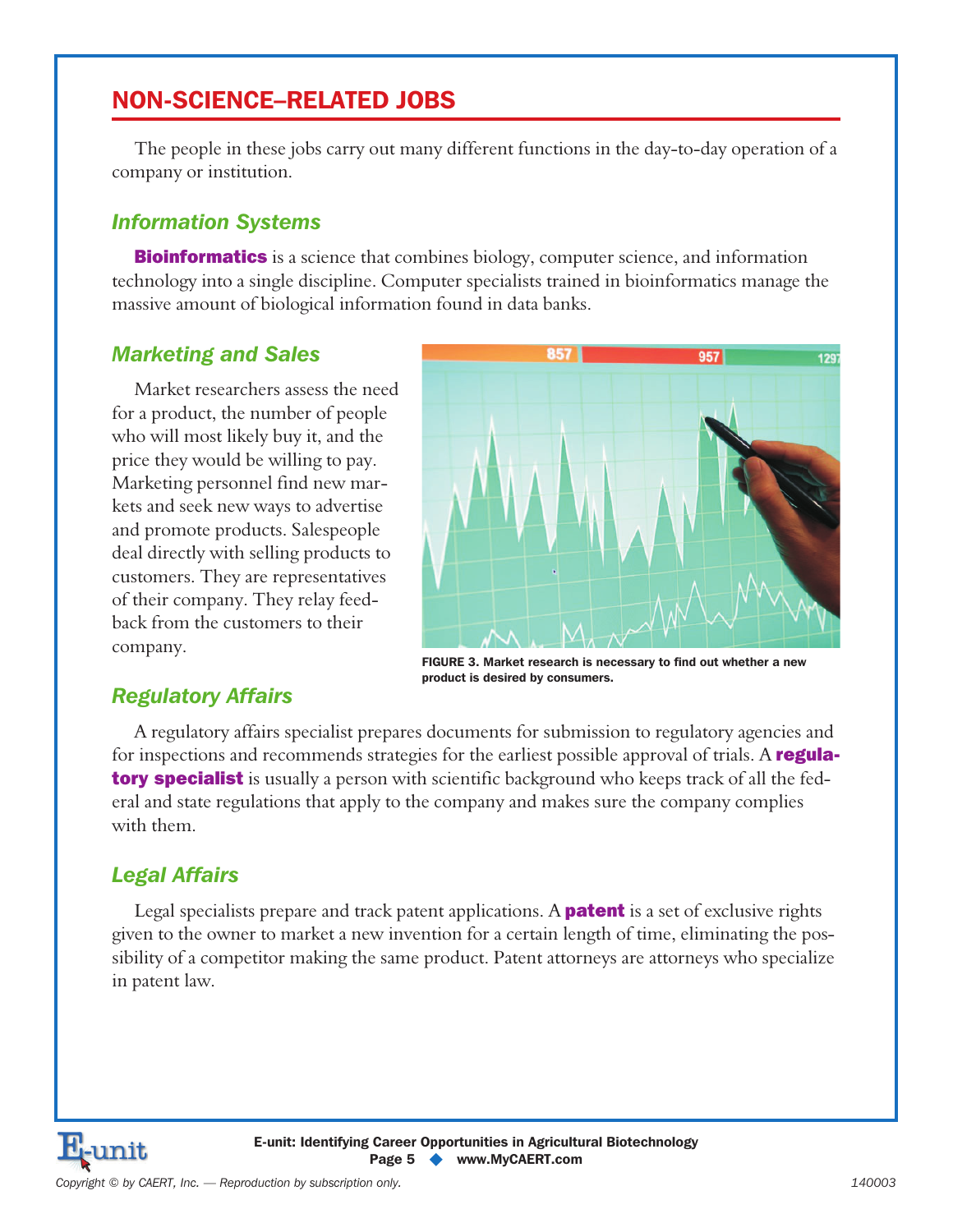## NON-SCIENCE–RELATED JOBS

The people in these jobs carry out many different functions in the day-to-day operation of a company or institution.

### *Information Systems*

**Bioinformatics** is a science that combines biology, computer science, and information technology into a single discipline. Computer specialists trained in bioinformatics manage the massive amount of biological information found in data banks.

### *Marketing and Sales*

Market researchers assess the need for a product, the number of people who will most likely buy it, and the price they would be willing to pay. Marketing personnel find new markets and seek new ways to advertise and promote products. Salespeople deal directly with selling products to customers. They are representatives of their company. They relay feedback from the customers to their company.

FIGURE 3. Market research is necessary to find out whether a new product is desired by consumers.

### *Regulatory Affairs*

A regulatory affairs specialist prepares documents for submission to regulatory agencies and for inspections and recommends strategies for the earliest possible approval of trials. A **regulatory specialist** is usually a person with scientific background who keeps track of all the federal and state regulations that apply to the company and makes sure the company complies with them.

### *Legal Affairs*

Legal specialists prepare and track patent applications. A **patent** is a set of exclusive rights given to the owner to market a new invention for a certain length of time, eliminating the possibility of a competitor making the same product. Patent attorneys are attorneys who specialize in patent law.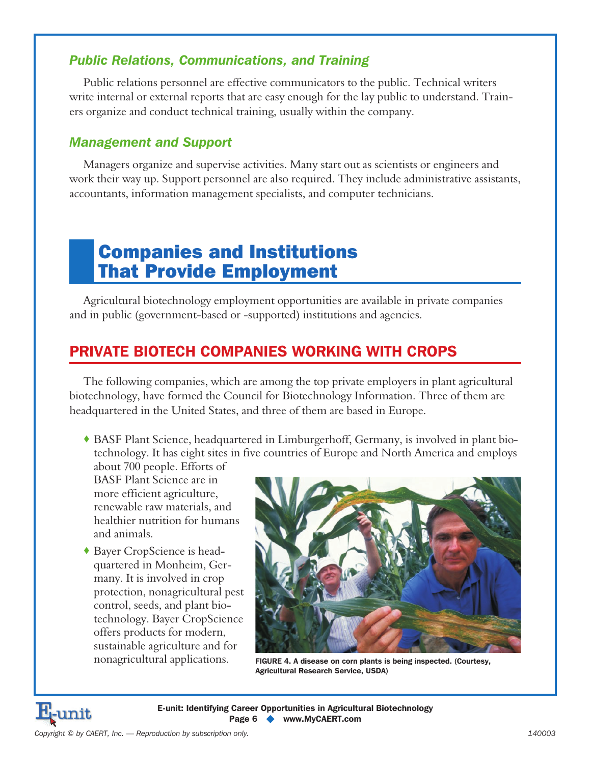### *Public Relations, Communications, and Training*

Public relations personnel are effective communicators to the public. Technical writers write internal or external reports that are easy enough for the lay public to understand. Trainers organize and conduct technical training, usually within the company.

### *Management and Support*

Managers organize and supervise activities. Many start out as scientists or engineers and work their way up. Support personnel are also required. They include administrative assistants, accountants, information management specialists, and computer technicians.

# Companies and Institutions That Provide Employment

Agricultural biotechnology employment opportunities are available in private companies and in public (government-based or -supported) institutions and agencies.

## PRIVATE BIOTECH COMPANIES WORKING WITH CROPS

The following companies, which are among the top private employers in plant agricultural biotechnology, have formed the Council for Biotechnology Information. Three of them are headquartered in the United States, and three of them are based in Europe.

- BASF Plant Science, headquartered in Limburgerhoff, Germany, is involved in plant biotechnology. It has eight sites in five countries of Europe and North America and employs about 700 people. Efforts of BASF Plant Science are in more efficient agriculture, renewable raw materials, and healthier nutrition for humans and animals.
- Bayer CropScience is headquartered in Monheim, Germany. It is involved in crop protection, nonagricultural pest control, seeds, and plant biotechnology. Bayer CropScience offers products for modern, sustainable agriculture and for nonagricultural applications.

FIGURE 4. A disease on corn plants is being inspected. (Courtesy, Agricultural Research Service, USDA)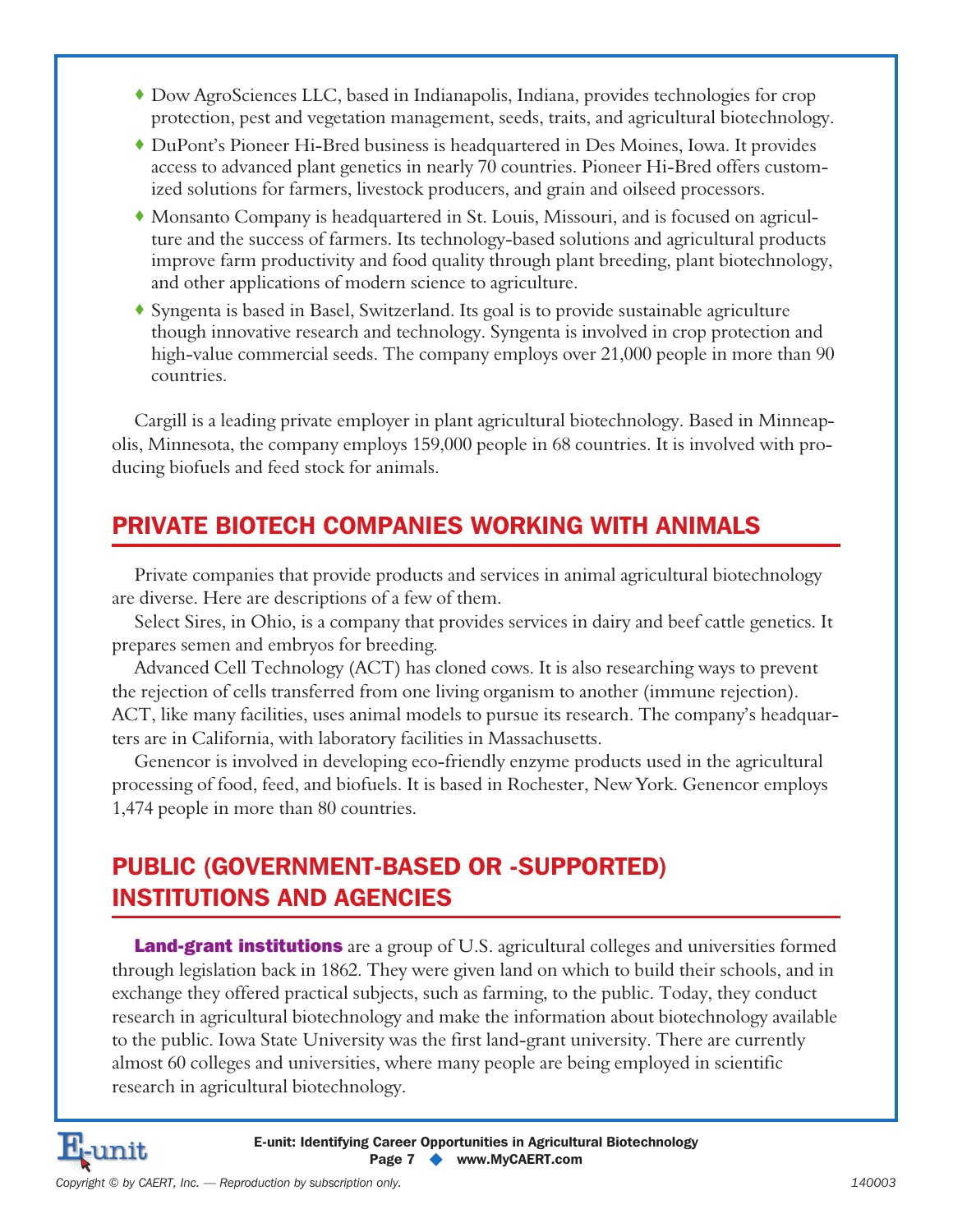- Dow AgroSciences LLC, based in Indianapolis, Indiana, provides technologies for crop protection, pest and vegetation management, seeds, traits, and agricultural biotechnology.
- DuPont's Pioneer Hi-Bred business is headquartered in Des Moines, Iowa. It provides access to advanced plant genetics in nearly 70 countries. Pioneer Hi-Bred offers customized solutions for farmers, livestock producers, and grain and oilseed processors.
- Monsanto Company is headquartered in St. Louis, Missouri, and is focused on agriculture and the success of farmers. Its technology-based solutions and agricultural products improve farm productivity and food quality through plant breeding, plant biotechnology, and other applications of modern science to agriculture.
- Syngenta is based in Basel, Switzerland. Its goal is to provide sustainable agriculture though innovative research and technology. Syngenta is involved in crop protection and high-value commercial seeds. The company employs over 21,000 people in more than 90 countries.

Cargill is a leading private employer in plant agricultural biotechnology. Based in Minneapolis, Minnesota, the company employs 159,000 people in 68 countries. It is involved with producing biofuels and feed stock for animals.

## PRIVATE BIOTECH COMPANIES WORKING WITH ANIMALS

Private companies that provide products and services in animal agricultural biotechnology are diverse. Here are descriptions of a few of them.

Select Sires, in Ohio, is a company that provides services in dairy and beef cattle genetics. It prepares semen and embryos for breeding.

Advanced Cell Technology (ACT) has cloned cows. It is also researching ways to prevent the rejection of cells transferred from one living organism to another (immune rejection). ACT, like many facilities, uses animal models to pursue its research. The company's headquarters are in California, with laboratory facilities in Massachusetts.

Genencor is involved in developing eco-friendly enzyme products used in the agricultural processing of food, feed, and biofuels. It is based in Rochester, New York. Genencor employs 1,474 people in more than 80 countries.

## PUBLIC (GOVERNMENT-BASED OR -SUPPORTED) INSTITUTIONS AND AGENCIES

**Land-grant institutions** are a group of U.S. agricultural colleges and universities formed through legislation back in 1862. They were given land on which to build their schools, and in exchange they offered practical subjects, such as farming, to the public. Today, they conduct research in agricultural biotechnology and make the information about biotechnology available to the public. Iowa State University was the first land-grant university. There are currently almost 60 colleges and universities, where many people are being employed in scientific research in agricultural biotechnology.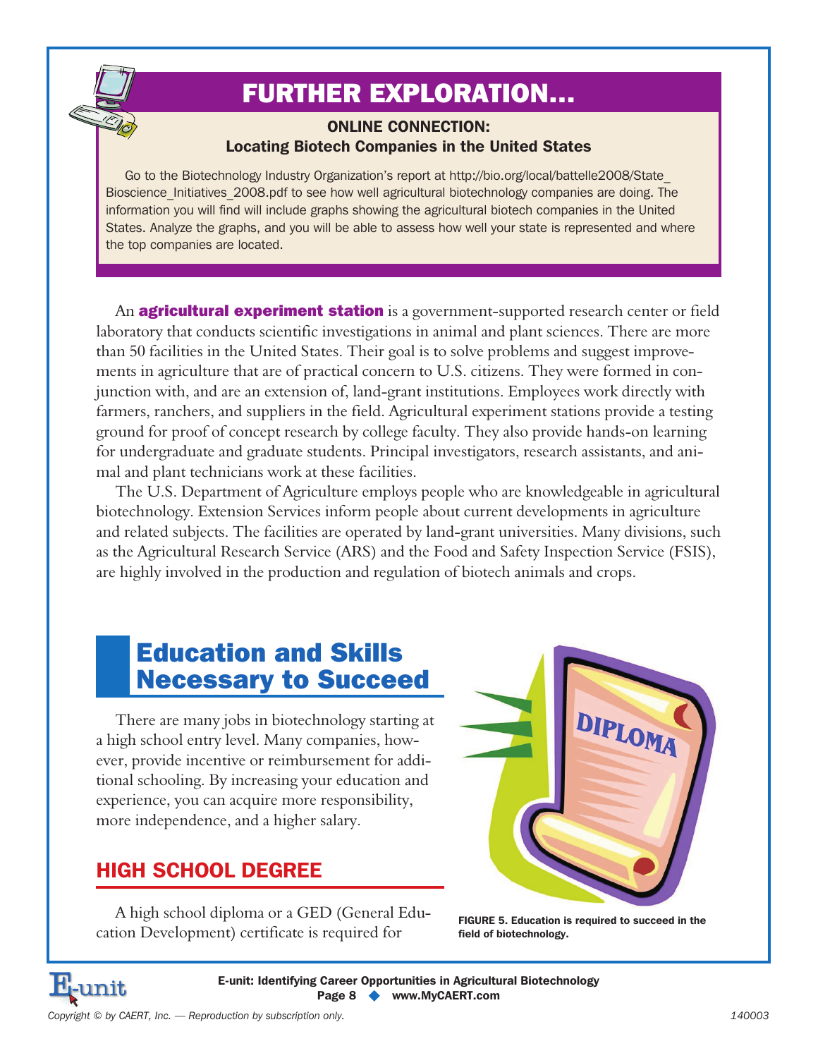## FURTHER EXPLORATION...

**ONLINE CONNECTION:**
**Locating Biotech Companies in the United States**

Go to the Biotechnology Industry Organization's report at http://bio.org/local/battelle2008/State_Bioscience_Initiatives_2008.pdf to see how well agricultural biotechnology companies are doing. The information you will find will include graphs showing the agricultural biotech companies in the United States. Analyze the graphs, and you will be able to assess how well your state is represented and where the top companies are located.

An **agricultural experiment station** is a government-supported research center or field laboratory that conducts scientific investigations in animal and plant sciences. There are more than 50 facilities in the United States. Their goal is to solve problems and suggest improvements in agriculture that are of practical concern to U.S. citizens. They were formed in conjunction with, and are an extension of, land-grant institutions. Employees work directly with farmers, ranchers, and suppliers in the field. Agricultural experiment stations provide a testing ground for proof of concept research by college faculty. They also provide hands-on learning for undergraduate and graduate students. Principal investigators, research assistants, and animal and plant technicians work at these facilities.

The U.S. Department of Agriculture employs people who are knowledgeable in agricultural biotechnology. Extension Services inform people about current developments in agriculture and related subjects. The facilities are operated by land-grant universities. Many divisions, such as the Agricultural Research Service (ARS) and the Food and Safety Inspection Service (FSIS), are highly involved in the production and regulation of biotech animals and crops.

# Education and Skills Necessary to Succeed

There are many jobs in biotechnology starting at a high school entry level. Many companies, however, provide incentive or reimbursement for additional schooling. By increasing your education and experience, you can acquire more responsibility, more independence, and a higher salary.

FIGURE 5. Education is required to succeed in the field of biotechnology.

## HIGH SCHOOL DEGREE

A high school diploma or a GED (General Education Development) certificate is required for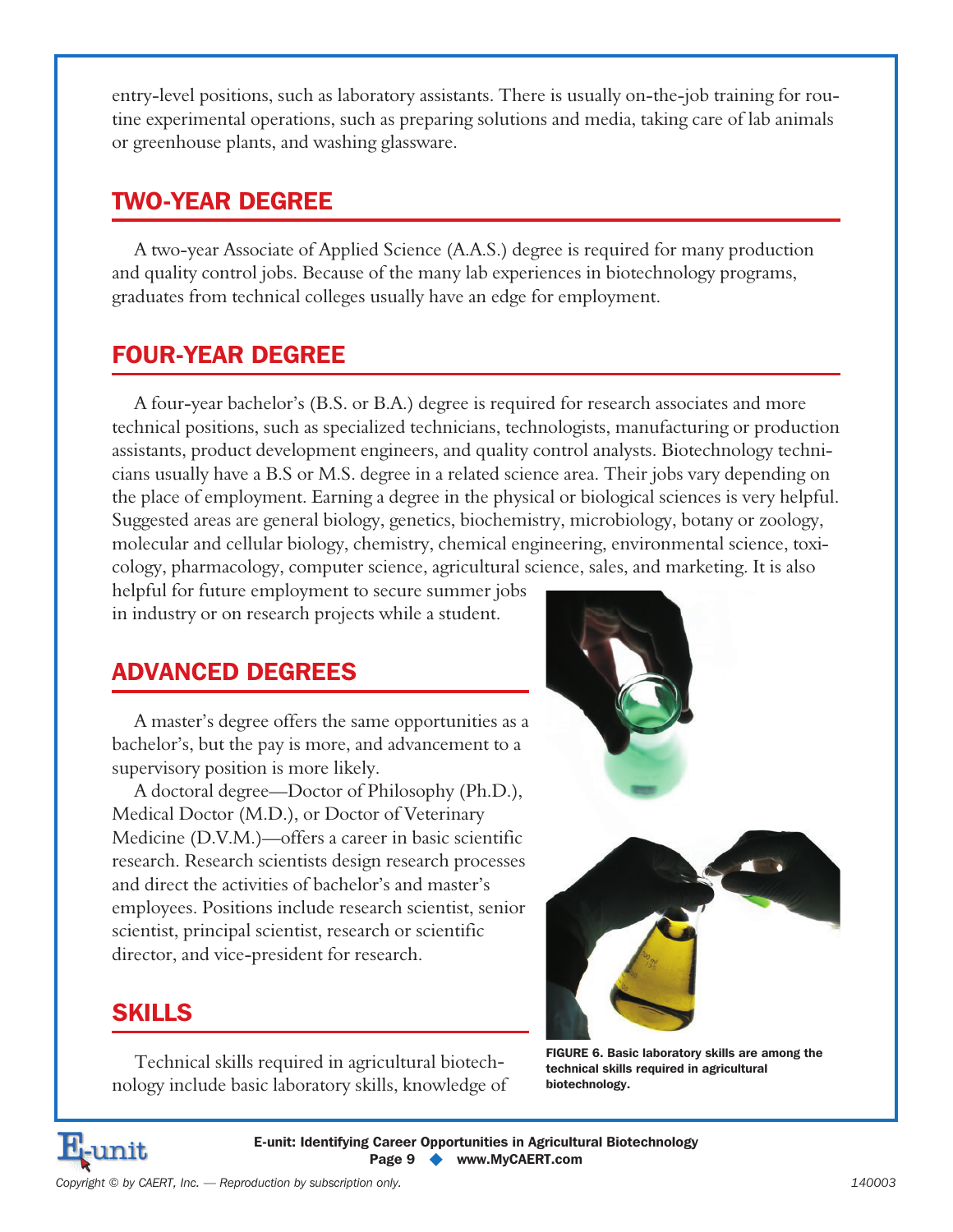entry-level positions, such as laboratory assistants. There is usually on-the-job training for routine experimental operations, such as preparing solutions and media, taking care of lab animals or greenhouse plants, and washing glassware.

## TWO-YEAR DEGREE

A two-year Associate of Applied Science (A.A.S.) degree is required for many production and quality control jobs. Because of the many lab experiences in biotechnology programs, graduates from technical colleges usually have an edge for employment.

## FOUR-YEAR DEGREE

A four-year bachelor's (B.S. or B.A.) degree is required for research associates and more technical positions, such as specialized technicians, technologists, manufacturing or production assistants, product development engineers, and quality control analysts. Biotechnology technicians usually have a B.S or M.S. degree in a related science area. Their jobs vary depending on the place of employment. Earning a degree in the physical or biological sciences is very helpful. Suggested areas are general biology, genetics, biochemistry, microbiology, botany or zoology, molecular and cellular biology, chemistry, chemical engineering, environmental science, toxicology, pharmacology, computer science, agricultural science, sales, and marketing. It is also helpful for future employment to secure summer jobs in industry or on research projects while a student.

## ADVANCED DEGREES

A master's degree offers the same opportunities as a bachelor's, but the pay is more, and advancement to a supervisory position is more likely.

A doctoral degree—Doctor of Philosophy (Ph.D.), Medical Doctor (M.D.), or Doctor of Veterinary Medicine (D.V.M.)—offers a career in basic scientific research. Research scientists design research processes and direct the activities of bachelor's and master's employees. Positions include research scientist, senior scientist, principal scientist, research or scientific director, and vice-president for research.

FIGURE 6. Basic laboratory skills are among the technical skills required in agricultural biotechnology.

## SKILLS

Technical skills required in agricultural biotechnology include basic laboratory skills, knowledge of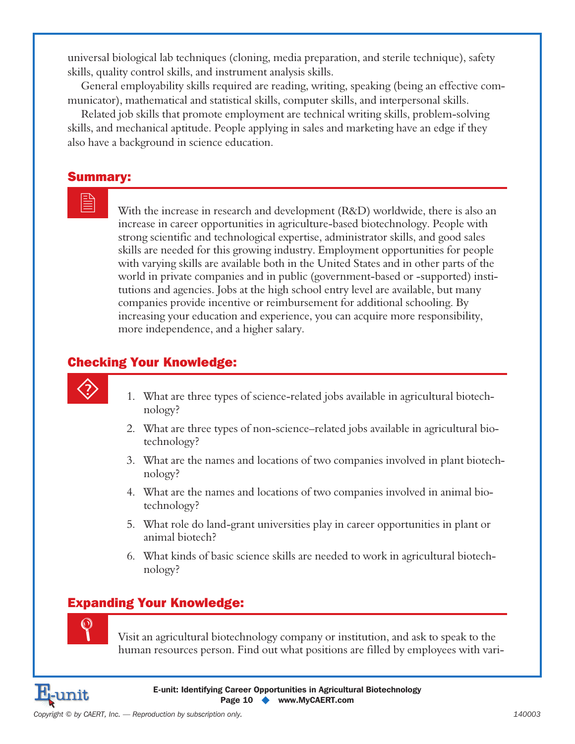universal biological lab techniques (cloning, media preparation, and sterile technique), safety skills, quality control skills, and instrument analysis skills.

General employability skills required are reading, writing, speaking (being an effective communicator), mathematical and statistical skills, computer skills, and interpersonal skills.

Related job skills that promote employment are technical writing skills, problem-solving skills, and mechanical aptitude. People applying in sales and marketing have an edge if they also have a background in science education.

## Summary:

With the increase in research and development (R&D) worldwide, there is also an increase in career opportunities in agriculture-based biotechnology. People with strong scientific and technological expertise, administrator skills, and good sales skills are needed for this growing industry. Employment opportunities for people with varying skills are available both in the United States and in other parts of the world in private companies and in public (government-based or -supported) institutions and agencies. Jobs at the high school entry level are available, but many companies provide incentive or reimbursement for additional schooling. By increasing your education and experience, you can acquire more responsibility, more independence, and a higher salary.

## Checking Your Knowledge:

1. What are three types of science-related jobs available in agricultural biotechnology?
2. What are three types of non-science–related jobs available in agricultural biotechnology?
3. What are the names and locations of two companies involved in plant biotechnology?
4. What are the names and locations of two companies involved in animal biotechnology?
5. What role do land-grant universities play in career opportunities in plant or animal biotech?
6. What kinds of basic science skills are needed to work in agricultural biotechnology?

## Expanding Your Knowledge:

Visit an agricultural biotechnology company or institution, and ask to speak to the human resources person. Find out what positions are filled by employees with vari-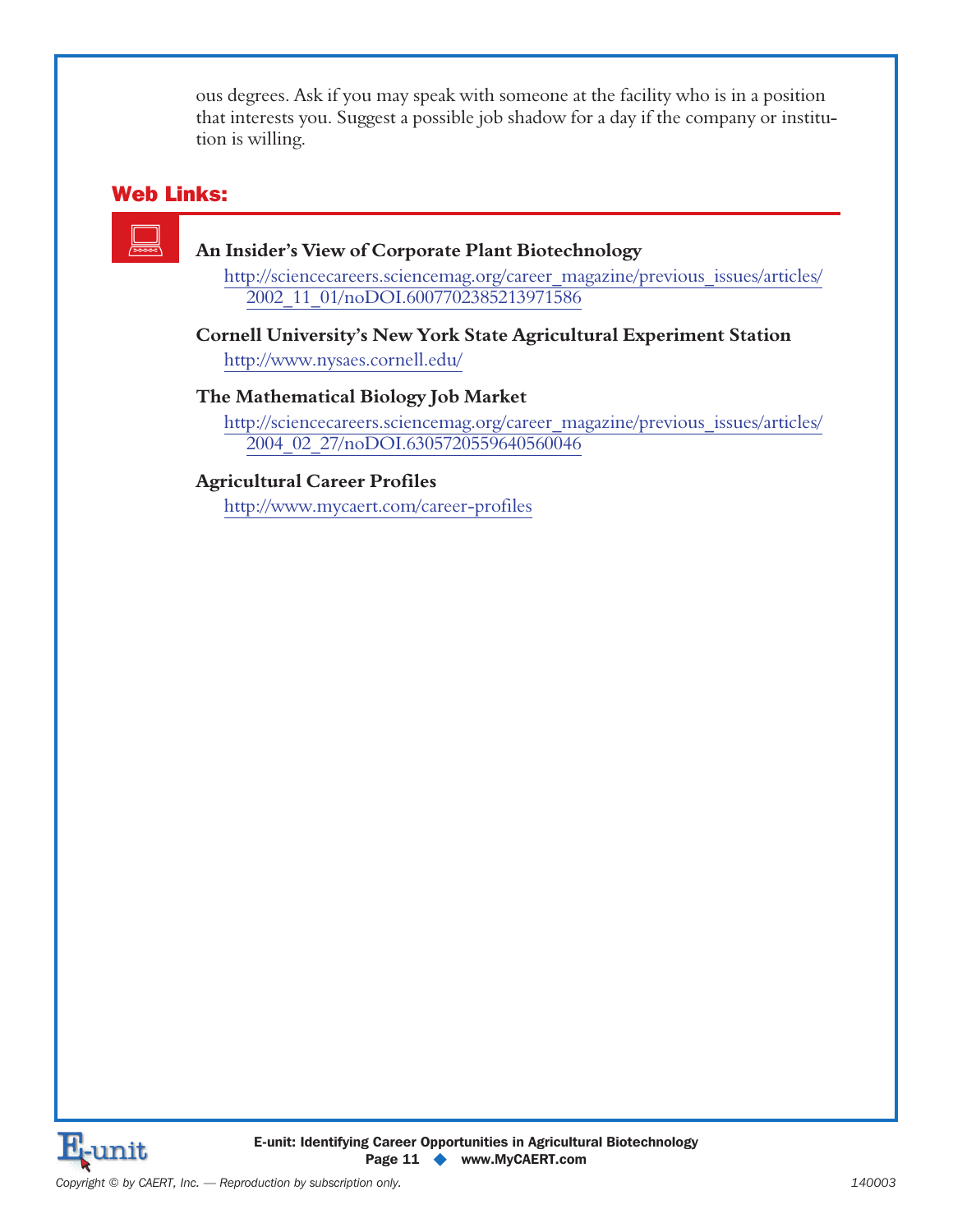ous degrees. Ask if you may speak with someone at the facility who is in a position that interests you. Suggest a possible job shadow for a day if the company or institution is willing.

## Web Links:

**An Insider's View of Corporate Plant Biotechnology**

http://sciencecareers.sciencemag.org/career_magazine/previous_issues/articles/2002_11_01/noDOI.6007702385213971586

**Cornell University's New York State Agricultural Experiment Station**

http://www.nysaes.cornell.edu/

**The Mathematical Biology Job Market**

http://sciencecareers.sciencemag.org/career_magazine/previous_issues/articles/2004_02_27/noDOI.6305720559640560046

**Agricultural Career Profiles**

http://www.mycaert.com/career-profiles